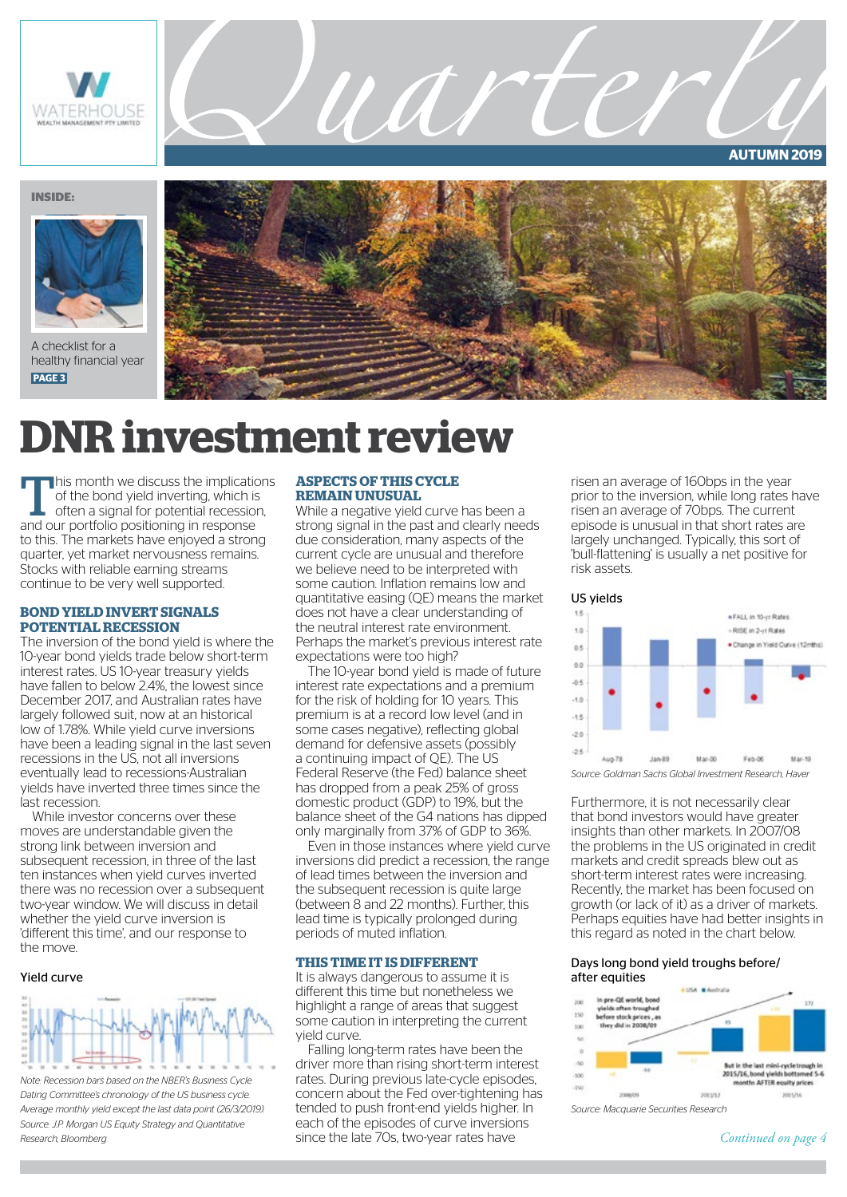# Quarterly

**AUTUMN 2019**

**INSIDE:**

A checklist for a healthy financial year
**PAGE 3**

# DNR investment review

This month we discuss the implications of the bond yield inverting, which is often a signal for potential recession, and our portfolio positioning in response to this. The markets have enjoyed a strong quarter, yet market nervousness remains. Stocks with reliable earning streams continue to be very well supported.

## BOND YIELD INVERT SIGNALS POTENTIAL RECESSION

The inversion of the bond yield is where the 10-year bond yields trade below short-term interest rates. US 10-year treasury yields have fallen to below 2.4%, the lowest since December 2017, and Australian rates have largely followed suit, now at an historical low of 1.78%. While yield curve inversions have been a leading signal in the last seven recessions in the US, not all inversions eventually lead to recessions-Australian yields have inverted three times since the last recession.

While investor concerns over these moves are understandable given the strong link between inversion and subsequent recession, in three of the last ten instances when yield curves inverted there was no recession over a subsequent two-year window. We will discuss in detail whether the yield curve inversion is 'different this time', and our response to the move.

Yield curve

*Note: Recession bars based on the NBER's Business Cycle Dating Committee's chronology of the US business cycle. Average monthly yield except the last data point (26/3/2019). Source: J.P. Morgan US Equity Strategy and Quantitative Research, Bloomberg*

## ASPECTS OF THIS CYCLE REMAIN UNUSUAL

While a negative yield curve has been a strong signal in the past and clearly needs due consideration, many aspects of the current cycle are unusual and therefore we believe need to be interpreted with some caution. Inflation remains low and quantitative easing (QE) means the market does not have a clear understanding of the neutral interest rate environment. Perhaps the market's previous interest rate expectations were too high?

The 10-year bond yield is made of future interest rate expectations and a premium for the risk of holding for 10 years. This premium is at a record low level (and in some cases negative), reflecting global demand for defensive assets (possibly a continuing impact of QE). The US Federal Reserve (the Fed) balance sheet has dropped from a peak 25% of gross domestic product (GDP) to 19%, but the balance sheet of the G4 nations has dipped only marginally from 37% of GDP to 36%.

Even in those instances where yield curve inversions did predict a recession, the range of lead times between the inversion and the subsequent recession is quite large (between 8 and 22 months). Further, this lead time is typically prolonged during periods of muted inflation.

## THIS TIME IT IS DIFFERENT

It is always dangerous to assume it is different this time but nonetheless we highlight a range of areas that suggest some caution in interpreting the current yield curve.

Falling long-term rates have been the driver more than rising short-term interest rates. During previous late-cycle episodes, concern about the Fed over-tightening has tended to push front-end yields higher. In each of the episodes of curve inversions since the late 70s, two-year rates have risen an average of 160bps in the year prior to the inversion, while long rates have risen an average of 70bps. The current episode is unusual in that short rates are largely unchanged. Typically, this sort of 'bull-flattening' is usually a net positive for risk assets.

US yields

*Source: Goldman Sachs Global Investment Research, Haver*

Furthermore, it is not necessarily clear that bond investors would have greater insights than other markets. In 2007/08 the problems in the US originated in credit markets and credit spreads blew out as short-term interest rates were increasing. Recently, the market has been focused on growth (or lack of it) as a driver of markets. Perhaps equities have had better insights in this regard as noted in the chart below.

Days long bond yield troughs before/after equities

*Source: Macquarie Securities Research*

*Continued on page 4*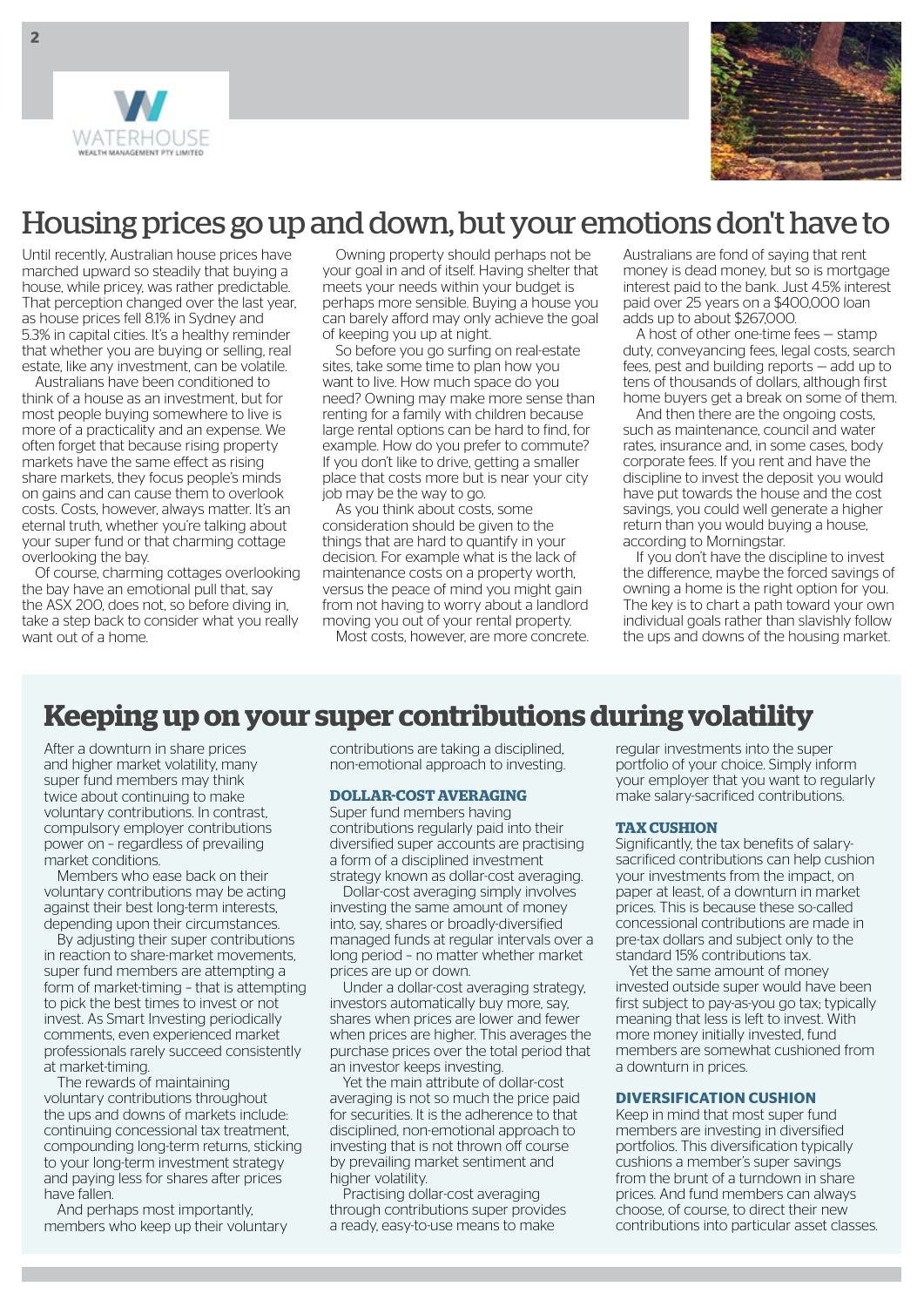# Housing prices go up and down, but your emotions don't have to

Until recently, Australian house prices have marched upward so steadily that buying a house, while pricey, was rather predictable. That perception changed over the last year, as house prices fell 8.1% in Sydney and 5.3% in capital cities. It's a healthy reminder that whether you are buying or selling, real estate, like any investment, can be volatile.

Australians have been conditioned to think of a house as an investment, but for most people buying somewhere to live is more of a practicality and an expense. We often forget that because rising property markets have the same effect as rising share markets, they focus people's minds on gains and can cause them to overlook costs. Costs, however, always matter. It's an eternal truth, whether you're talking about your super fund or that charming cottage overlooking the bay.

Of course, charming cottages overlooking the bay have an emotional pull that, say the ASX 200, does not, so before diving in, take a step back to consider what you really want out of a home.

Owning property should perhaps not be your goal in and of itself. Having shelter that meets your needs within your budget is perhaps more sensible. Buying a house you can barely afford may only achieve the goal of keeping you up at night.

So before you go surfing on real-estate sites, take some time to plan how you want to live. How much space do you need? Owning may make more sense than renting for a family with children because large rental options can be hard to find, for example. How do you prefer to commute? If you don't like to drive, getting a smaller place that costs more but is near your city job may be the way to go.

As you think about costs, some consideration should be given to the things that are hard to quantify in your decision. For example what is the lack of maintenance costs on a property worth, versus the peace of mind you might gain from not having to worry about a landlord moving you out of your rental property.

Most costs, however, are more concrete. Australians are fond of saying that rent money is dead money, but so is mortgage interest paid to the bank. Just 4.5% interest paid over 25 years on a $400,000 loan adds up to about $267,000.

A host of other one-time fees – stamp duty, conveyancing fees, legal costs, search fees, pest and building reports – add up to tens of thousands of dollars, although first home buyers get a break on some of them.

And then there are the ongoing costs, such as maintenance, council and water rates, insurance and, in some cases, body corporate fees. If you rent and have the discipline to invest the deposit you would have put towards the house and the cost savings, you could well generate a higher return than you would buying a house, according to Morningstar.

If you don't have the discipline to invest the difference, maybe the forced savings of owning a home is the right option for you. The key is to chart a path toward your own individual goals rather than slavishly follow the ups and downs of the housing market.

# Keeping up on your super contributions during volatility

After a downturn in share prices and higher market volatility, many super fund members may think twice about continuing to make voluntary contributions. In contrast, compulsory employer contributions power on – regardless of prevailing market conditions.

Members who ease back on their voluntary contributions may be acting against their best long-term interests, depending upon their circumstances.

By adjusting their super contributions in reaction to share-market movements, super fund members are attempting a form of market-timing – that is attempting to pick the best times to invest or not invest. As Smart Investing periodically comments, even experienced market professionals rarely succeed consistently at market-timing.

The rewards of maintaining voluntary contributions throughout the ups and downs of markets include: continuing concessional tax treatment, compounding long-term returns, sticking to your long-term investment strategy and paying less for shares after prices have fallen.

And perhaps most importantly, members who keep up their voluntary contributions are taking a disciplined, non-emotional approach to investing.

## DOLLAR-COST AVERAGING

Super fund members having contributions regularly paid into their diversified super accounts are practising a form of a disciplined investment strategy known as dollar-cost averaging.

Dollar-cost averaging simply involves investing the same amount of money into, say, shares or broadly-diversified managed funds at regular intervals over a long period – no matter whether market prices are up or down.

Under a dollar-cost averaging strategy, investors automatically buy more, say, shares when prices are lower and fewer when prices are higher. This averages the purchase prices over the total period that an investor keeps investing.

Yet the main attribute of dollar-cost averaging is not so much the price paid for securities. It is the adherence to that disciplined, non-emotional approach to investing that is not thrown off course by prevailing market sentiment and higher volatility.

Practising dollar-cost averaging through contributions super provides a ready, easy-to-use means to make regular investments into the super portfolio of your choice. Simply inform your employer that you want to regularly make salary-sacrificed contributions.

## TAX CUSHION

Significantly, the tax benefits of salary-sacrificed contributions can help cushion your investments from the impact, on paper at least, of a downturn in market prices. This is because these so-called concessional contributions are made in pre-tax dollars and subject only to the standard 15% contributions tax.

Yet the same amount of money invested outside super would have been first subject to pay-as-you go tax; typically meaning that less is left to invest. With more money initially invested, fund members are somewhat cushioned from a downturn in prices.

## DIVERSIFICATION CUSHION

Keep in mind that most super fund members are investing in diversified portfolios. This diversification typically cushions a member's super savings from the brunt of a turndown in share prices. And fund members can always choose, of course, to direct their new contributions into particular asset classes.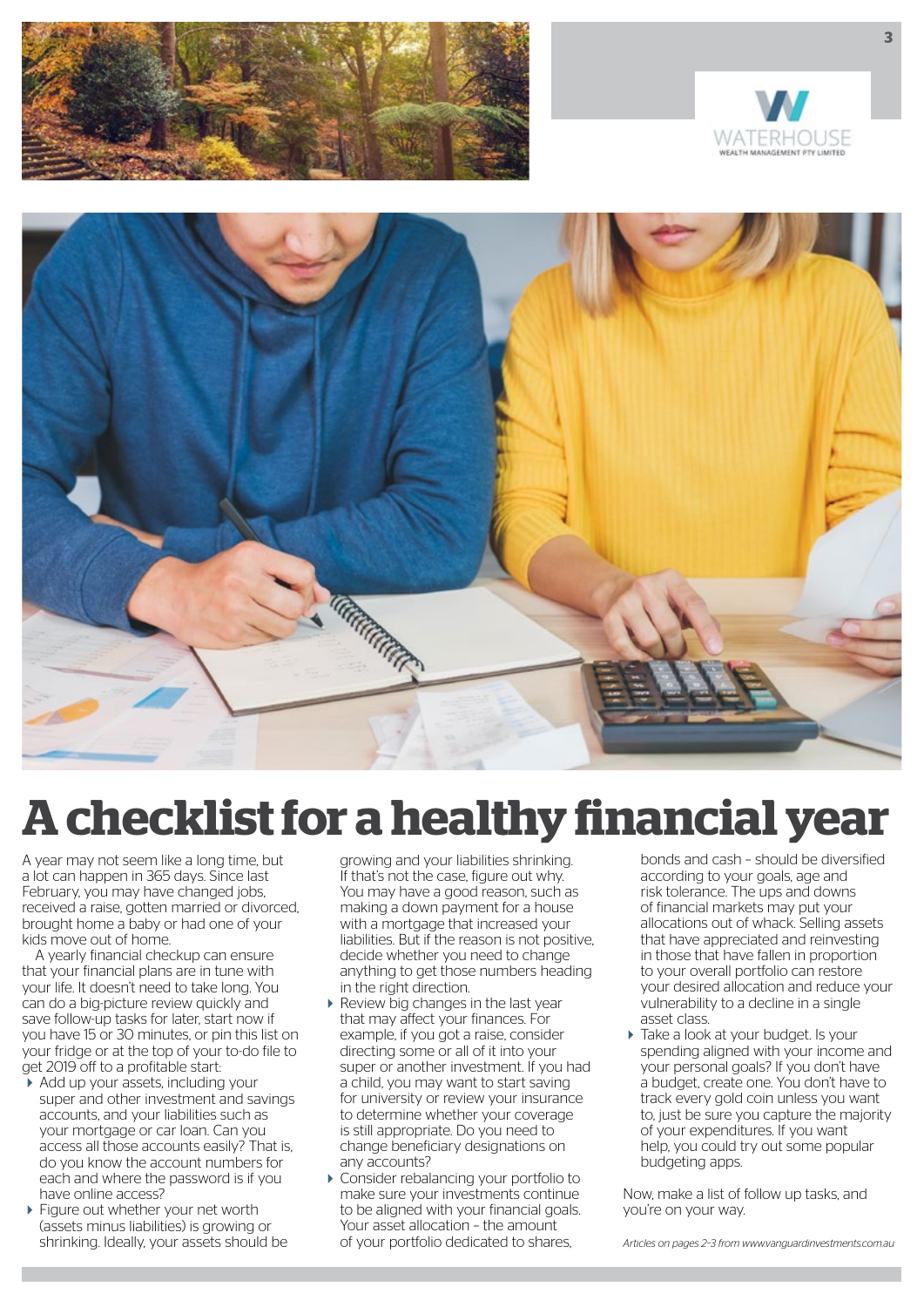# A checklist for a healthy financial year

A year may not seem like a long time, but a lot can happen in 365 days. Since last February, you may have changed jobs, received a raise, gotten married or divorced, brought home a baby or had one of your kids move out of home.

A yearly financial checkup can ensure that your financial plans are in tune with your life. It doesn't need to take long. You can do a big-picture review quickly and save follow-up tasks for later, start now if you have 15 or 30 minutes, or pin this list on your fridge or at the top of your to-do file to get 2019 off to a profitable start:

- Add up your assets, including your super and other investment and savings accounts, and your liabilities such as your mortgage or car loan. Can you access all those accounts easily? That is, do you know the account numbers for each and where the password is if you have online access?
- Figure out whether your net worth (assets minus liabilities) is growing or shrinking. Ideally, your assets should be growing and your liabilities shrinking. If that's not the case, figure out why. You may have a good reason, such as making a down payment for a house with a mortgage that increased your liabilities. But if the reason is not positive, decide whether you need to change anything to get those numbers heading in the right direction.
- Review big changes in the last year that may affect your finances. For example, if you got a raise, consider directing some or all of it into your super or another investment. If you had a child, you may want to start saving for university or review your insurance to determine whether your coverage is still appropriate. Do you need to change beneficiary designations on any accounts?
- Consider rebalancing your portfolio to make sure your investments continue to be aligned with your financial goals. Your asset allocation – the amount of your portfolio dedicated to shares, bonds and cash – should be diversified according to your goals, age and risk tolerance. The ups and downs of financial markets may put your allocations out of whack. Selling assets that have appreciated and reinvesting in those that have fallen in proportion to your overall portfolio can restore your desired allocation and reduce your vulnerability to a decline in a single asset class.
- Take a look at your budget. Is your spending aligned with your income and your personal goals? If you don't have a budget, create one. You don't have to track every gold coin unless you want to, just be sure you capture the majority of your expenditures. If you want help, you could try out some popular budgeting apps.

Now, make a list of follow up tasks, and you're on your way.

*Articles on pages 2-3 from www.vanguardinvestments.com.au*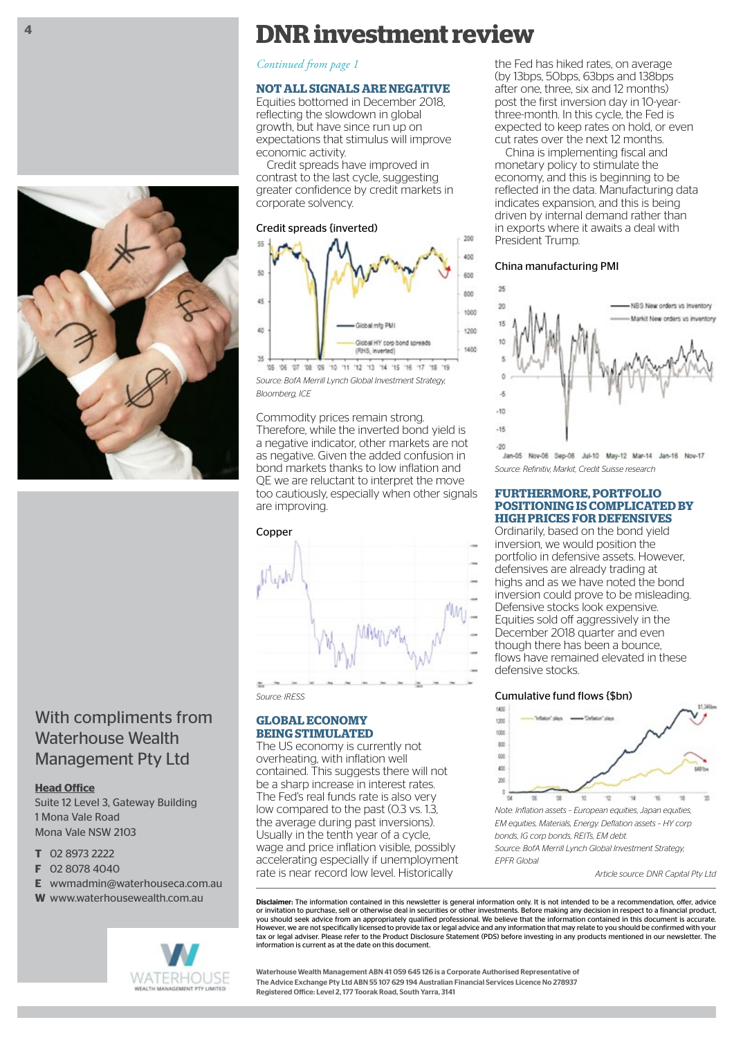# DNR investment review

*Continued from page 1*

## NOT ALL SIGNALS ARE NEGATIVE

Equities bottomed in December 2018, reflecting the slowdown in global growth, but have since run up on expectations that stimulus will improve economic activity.

Credit spreads have improved in contrast to the last cycle, suggesting greater confidence by credit markets in corporate solvency.

Credit spreads (inverted)

55
50
45
40
35
'05 '06 '07 '08 '09 '10 '11 '12 '13 '14 '15 '16 '17 '18 '19
200
400
600
800
1000
1200
1400
Global mfg PMI
Global HY corp bond spreads (RHS, inverted)

*Source: BofA Merrill Lynch Global Investment Strategy, Bloomberg, ICE*

Commodity prices remain strong. Therefore, while the inverted bond yield is a negative indicator, other markets are not as negative. Given the added confusion in bond markets thanks to low inflation and QE we are reluctant to interpret the move too cautiously, especially when other signals are improving.

Copper

*Source: IRESS*

## GLOBAL ECONOMY BEING STIMULATED

The US economy is currently not overheating, with inflation well contained. This suggests there will not be a sharp increase in interest rates. The Fed's real funds rate is also very low compared to the past (0.3 vs. 1.3, the average during past inversions). Usually in the tenth year of a cycle, wage and price inflation visible, possibly accelerating especially if unemployment rate is near record low level. Historically the Fed has hiked rates, on average (by 13bps, 50bps, 63bps and 138bps after one, three, six and 12 months) post the first inversion day in 10-year-three-month. In this cycle, the Fed is expected to keep rates on hold, or even cut rates over the next 12 months.

China is implementing fiscal and monetary policy to stimulate the economy, and this is beginning to be reflected in the data. Manufacturing data indicates expansion, and this is being driven by internal demand rather than in exports where it awaits a deal with President Trump.

China manufacturing PMI

25
20
15
10
5
0
-5
-10
-15
-20
Jan-05 Nov-06 Sep-08 Jul-10 May-12 Mar-14 Jan-16 Nov-17
NBS New orders vs Inventory
Markit New orders vs inventory

*Source: Refinitiv, Markit, Credit Suisse research*

## FURTHERMORE, PORTFOLIO POSITIONING IS COMPLICATED BY HIGH PRICES FOR DEFENSIVES

Ordinarily, based on the bond yield inversion, we would position the portfolio in defensive assets. However, defensives are already trading at highs and as we have noted the bond inversion could prove to be misleading. Defensive stocks look expensive. Equities sold off aggressively in the December 2018 quarter and even though there has been a bounce, flows have remained elevated in these defensive stocks.

Cumulative fund flows ($bn)

1400
1200
1000
800
600
400
200
0
'04 '06 '08 '10 '12 '14 '16 '18 '20
"Inflation" plays
"Deflation" plays
$1,346bn
$481bn

*Note: Inflation assets – European equities, Japan equities, EM equities, Materials, Energy. Deflation assets – HY corp bonds, IG corp bonds, REITs, EM debt.*

*Source: BofA Merrill Lynch Global Investment Strategy, EPFR Global*

*Article source: DNR Capital Pty Ltd*

With compliments from Waterhouse Wealth Management Pty Ltd

**Head Office**
Suite 12 Level 3, Gateway Building
1 Mona Vale Road
Mona Vale NSW 2103

**T** 02 8973 2222
**F** 02 8078 4040
**E** wwmadmin@waterhouseca.com.au
**W** www.waterhousewealth.com.au

WATERHOUSE
WEALTH MANAGEMENT PTY LIMITED

**Disclaimer:** The information contained in this newsletter is general information only. It is not intended to be a recommendation, offer, advice or invitation to purchase, sell or otherwise deal in securities or other investments. Before making any decision in respect to a financial product, you should seek advice from an appropriately qualified professional. We believe that the information contained in this document is accurate. However, we are not specifically licensed to provide tax or legal advice and any information that may relate to you should be confirmed with your tax or legal adviser. Please refer to the Product Disclosure Statement (PDS) before investing in any products mentioned in our newsletter. The information is current as at the date on this document.

**Waterhouse Wealth Management ABN 41 059 645 126 is a Corporate Authorised Representative of The Advice Exchange Pty Ltd ABN 55 107 629 194 Australian Financial Services Licence No 278937**
**Registered Office: Level 2, 177 Toorak Road, South Yarra, 3141**